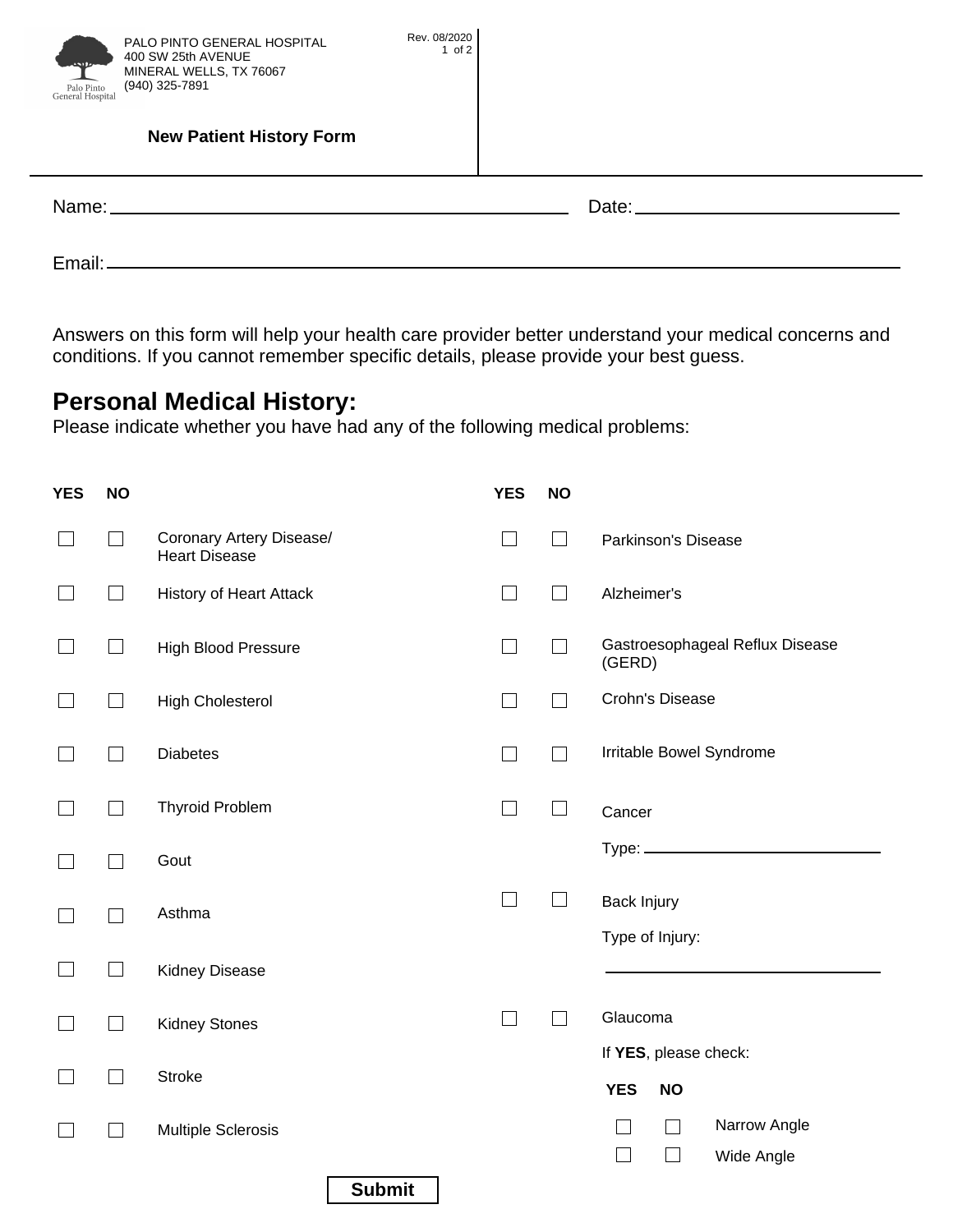PALO PINTO GENERAL HOSPITAL
400 SW 25th AVENUE
MINERAL WELLS, TX 76067
(940) 325-7891

Rev. 08/2020

**New Patient History Form**

Name: ______________________________ Date: ______________

Email: ______________________________________________

Answers on this form will help your health care provider better understand your medical concerns and conditions. If you cannot remember specific details, please provide your best guess.

## Personal Medical History:

Please indicate whether you have had any of the following medical problems:

| YES | NO | | YES | NO | |
|---|---|---|---|---|---|
| ☐ | ☐ | Coronary Artery Disease/ Heart Disease | ☐ | ☐ | Parkinson's Disease |
| ☐ | ☐ | History of Heart Attack | ☐ | ☐ | Alzheimer's |
| ☐ | ☐ | High Blood Pressure | ☐ | ☐ | Gastroesophageal Reflux Disease (GERD) |
| ☐ | ☐ | High Cholesterol | ☐ | ☐ | Crohn's Disease |
| ☐ | ☐ | Diabetes | ☐ | ☐ | Irritable Bowel Syndrome |
| ☐ | ☐ | Thyroid Problem | ☐ | ☐ | Cancer |
| ☐ | ☐ | Gout | | | Type: ______________ |
| ☐ | ☐ | Asthma | ☐ | ☐ | Back Injury |
| ☐ | ☐ | Kidney Disease | | | Type of Injury: ______________ |
| ☐ | ☐ | Kidney Stones | ☐ | ☐ | Glaucoma |
| ☐ | ☐ | Stroke | | | If **YES**, please check: |
| ☐ | ☐ | Multiple Sclerosis | | | |

| YES | NO | |
|---|---|---|
| ☐ | ☐ | Narrow Angle |
| ☐ | ☐ | Wide Angle |

**Submit**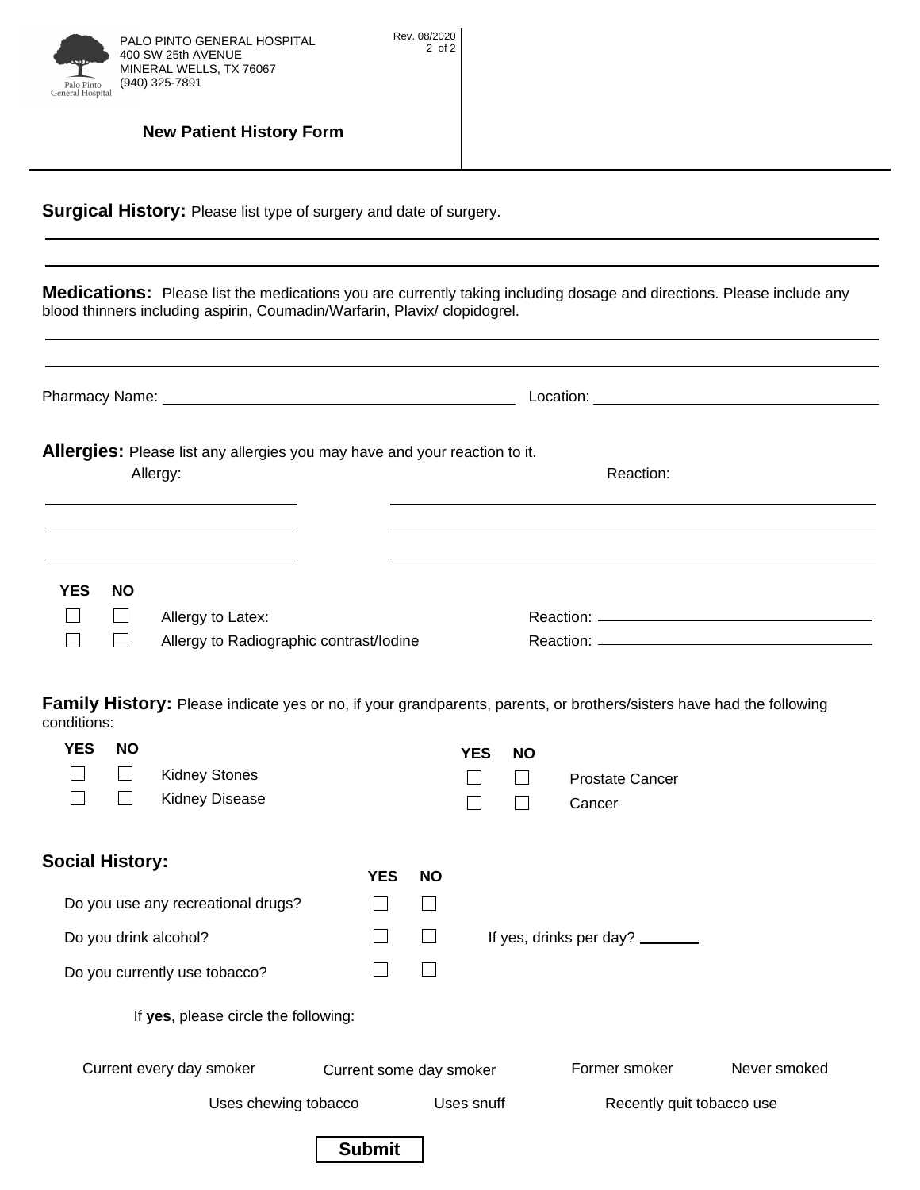PALO PINTO GENERAL HOSPITAL
400 SW 25th AVENUE
MINERAL WELLS, TX 76067
(940) 325-7891

Rev. 08/2020

## New Patient History Form

**Surgical History:** Please list type of surgery and date of surgery.

______________________________________________

______________________________________________

**Medications:** Please list the medications you are currently taking including dosage and directions. Please include any blood thinners including aspirin, Coumadin/Warfarin, Plavix/ clopidogrel.

______________________________________________

______________________________________________

Pharmacy Name: ____________________ Location: ____________________

**Allergies:** Please list any allergies you may have and your reaction to it.

| Allergy: | Reaction: |
| --- | --- |
| | |
| | |
| | |

| YES | NO | | |
| --- | --- | --- | --- |
| ☐ | ☐ | Allergy to Latex: | Reaction: ____________ |
| ☐ | ☐ | Allergy to Radiographic contrast/Iodine | Reaction: ____________ |

**Family History:** Please indicate yes or no, if your grandparents, parents, or brothers/sisters have had the following conditions:

| YES | NO | | YES | NO | |
| --- | --- | --- | --- | --- | --- |
| ☐ | ☐ | Kidney Stones | ☐ | ☐ | Prostate Cancer |
| ☐ | ☐ | Kidney Disease | ☐ | ☐ | Cancer |

**Social History:**

| | YES | NO | |
| --- | --- | --- | --- |
| Do you use any recreational drugs? | ☐ | ☐ | |
| Do you drink alcohol? | ☐ | ☐ | If yes, drinks per day? _______ |
| Do you currently use tobacco? | ☐ | ☐ | |

If **yes**, please circle the following:

Current every day smoker &nbsp;&nbsp; Current some day smoker &nbsp;&nbsp; Former smoker &nbsp;&nbsp; Never smoked

Uses chewing tobacco &nbsp;&nbsp; Uses snuff &nbsp;&nbsp; Recently quit tobacco use

**Submit**